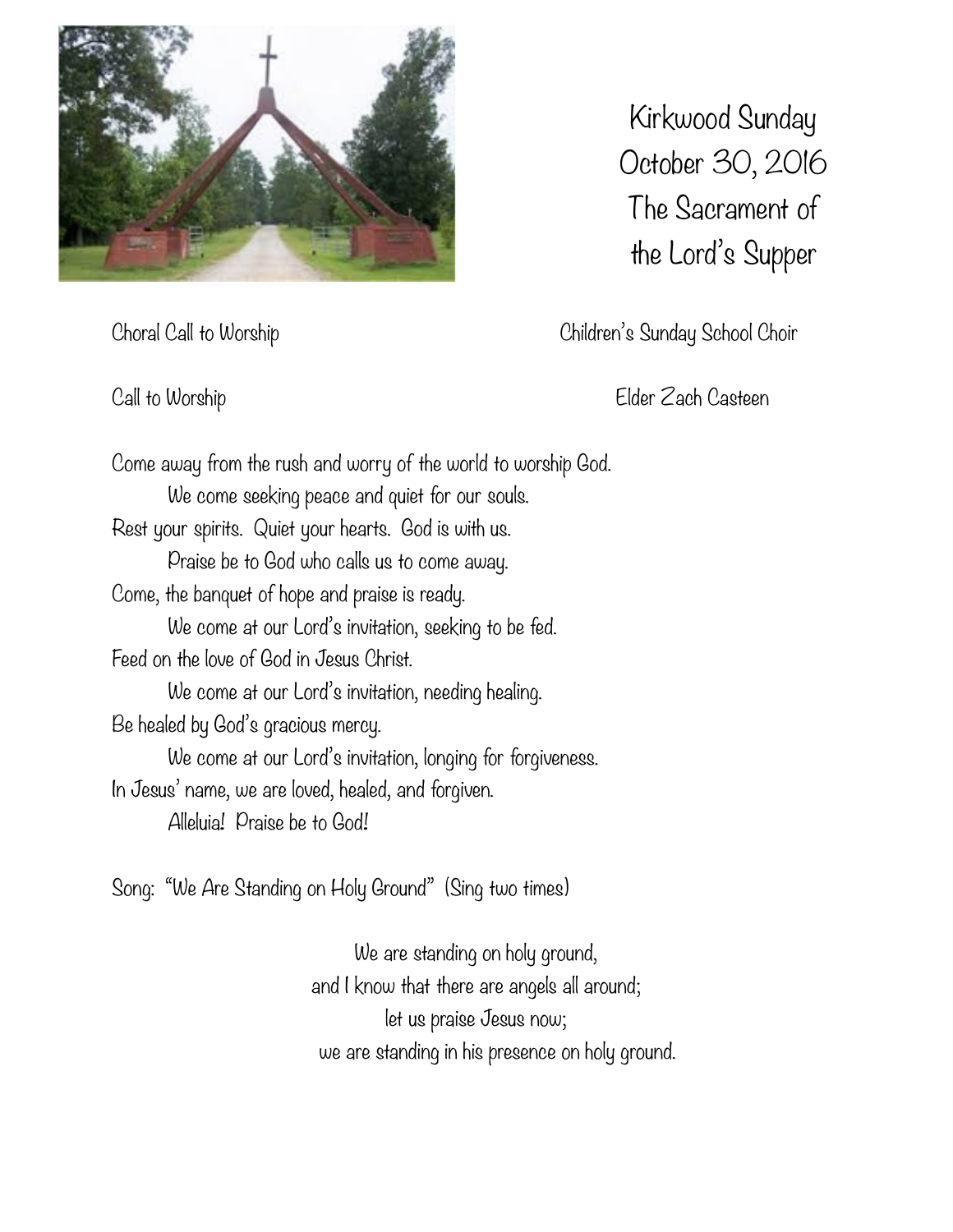# Kirkwood Sunday
# October 30, 2016
# The Sacrament of the Lord's Supper

Choral Call to Worship — Children's Sunday School Choir

Call to Worship — Elder Zach Casteen

Come away from the rush and worry of the world to worship God.
> We come seeking peace and quiet for our souls.

Rest your spirits. Quiet your hearts. God is with us.
> Praise be to God who calls us to come away.

Come, the banquet of hope and praise is ready.
> We come at our Lord's invitation, seeking to be fed.

Feed on the love of God in Jesus Christ.
> We come at our Lord's invitation, needing healing.

Be healed by God's gracious mercy.
> We come at our Lord's invitation, longing for forgiveness.

In Jesus' name, we are loved, healed, and forgiven.
> Alleluia! Praise be to God!

Song: "We Are Standing on Holy Ground" (Sing two times)

We are standing on holy ground,
and I know that there are angels all around;
let us praise Jesus now;
we are standing in his presence on holy ground.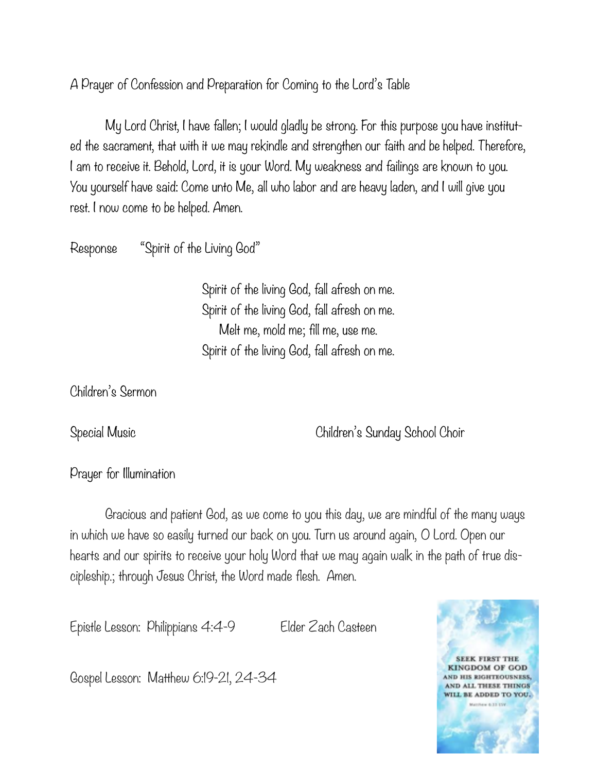A Prayer of Confession and Preparation for Coming to the Lord's Table

My Lord Christ, I have fallen; I would gladly be strong. For this purpose you have instituted the sacrament, that with it we may rekindle and strengthen our faith and be helped. Therefore, I am to receive it. Behold, Lord, it is your Word. My weakness and failings are known to you. You yourself have said: Come unto Me, all who labor and are heavy laden, and I will give you rest. I now come to be helped. Amen.

Response "Spirit of the Living God"

Spirit of the living God, fall afresh on me.
Spirit of the living God, fall afresh on me.
Melt me, mold me; fill me, use me.
Spirit of the living God, fall afresh on me.

Children's Sermon

Special Music Children's Sunday School Choir

Prayer for Illumination

Gracious and patient God, as we come to you this day, we are mindful of the many ways in which we have so easily turned our back on you. Turn us around again, O Lord. Open our hearts and our spirits to receive your holy Word that we may again walk in the path of true discipleship.; through Jesus Christ, the Word made flesh. Amen.

Epistle Lesson: Philippians 4:4-9 Elder Zach Casteen

Gospel Lesson: Matthew 6:19-21, 24-34

SEEK FIRST THE KINGDOM OF GOD AND HIS RIGHTEOUSNESS, AND ALL THESE THINGS WILL BE ADDED TO YOU.
Matthew 6:33 ESV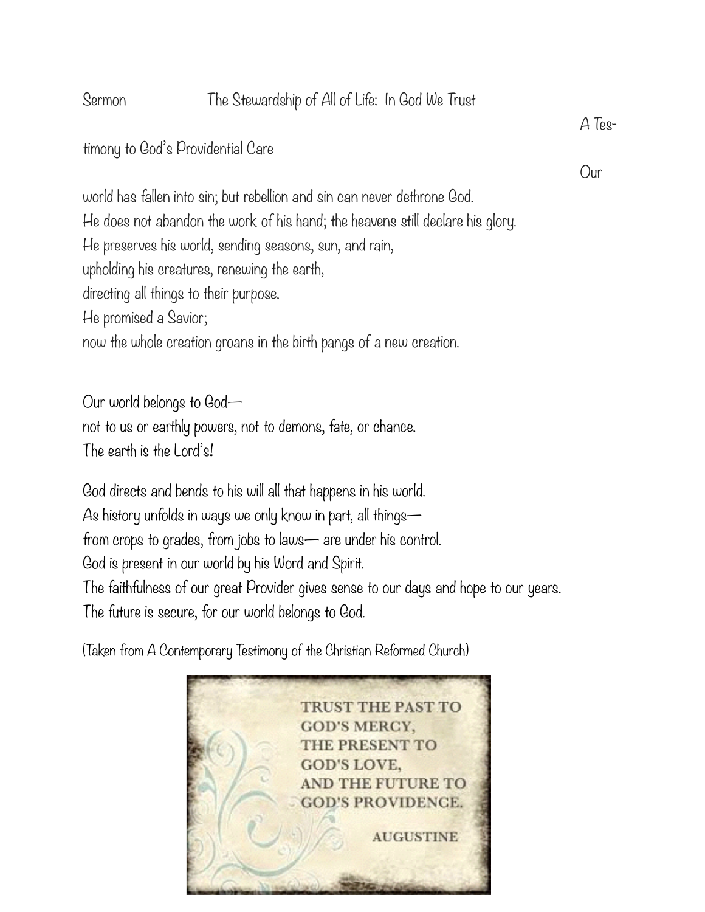Sermon The Stewardship of All of Life: In God We Trust

A Testimony to God's Providential Care

Our world has fallen into sin; but rebellion and sin can never dethrone God.
He does not abandon the work of his hand; the heavens still declare his glory.
He preserves his world, sending seasons, sun, and rain,
upholding his creatures, renewing the earth,
directing all things to their purpose.
He promised a Savior;
now the whole creation groans in the birth pangs of a new creation.

Our world belongs to God—
not to us or earthly powers, not to demons, fate, or chance.
The earth is the Lord's!

God directs and bends to his will all that happens in his world.
As history unfolds in ways we only know in part, all things—
from crops to grades, from jobs to laws— are under his control.
God is present in our world by his Word and Spirit.
The faithfulness of our great Provider gives sense to our days and hope to our years.
The future is secure, for our world belongs to God.

(Taken from A Contemporary Testimony of the Christian Reformed Church)

TRUST THE PAST TO GOD'S MERCY, THE PRESENT TO GOD'S LOVE, AND THE FUTURE TO GOD'S PROVIDENCE.

AUGUSTINE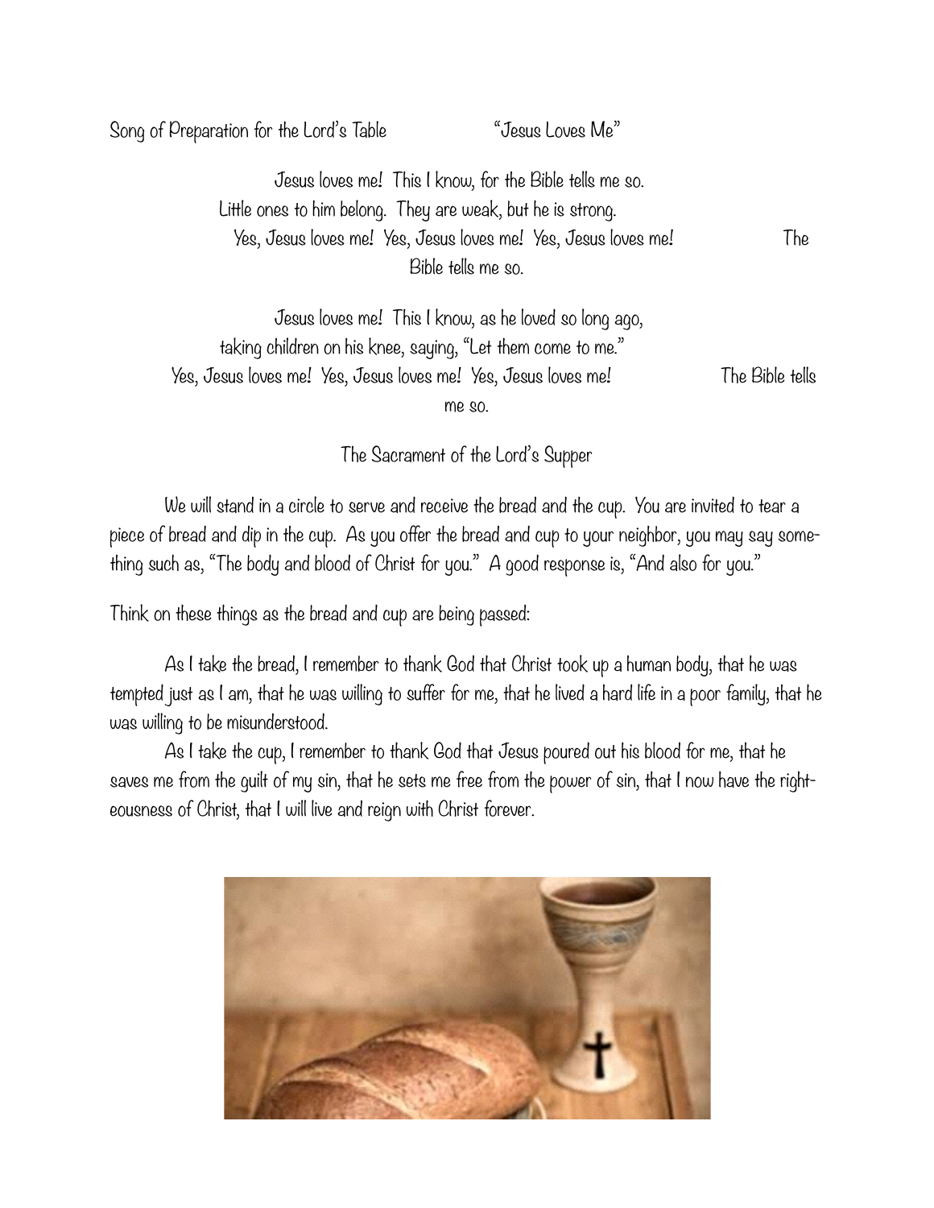Song of Preparation for the Lord's Table "Jesus Loves Me"

Jesus loves me! This I know, for the Bible tells me so.
Little ones to him belong. They are weak, but he is strong.
Yes, Jesus loves me! Yes, Jesus loves me! Yes, Jesus loves me! The Bible tells me so.

Jesus loves me! This I know, as he loved so long ago,
taking children on his knee, saying, "Let them come to me."
Yes, Jesus loves me! Yes, Jesus loves me! Yes, Jesus loves me! The Bible tells me so.

## The Sacrament of the Lord's Supper

We will stand in a circle to serve and receive the bread and the cup. You are invited to tear a piece of bread and dip in the cup. As you offer the bread and cup to your neighbor, you may say something such as, "The body and blood of Christ for you." A good response is, "And also for you."

Think on these things as the bread and cup are being passed:

As I take the bread, I remember to thank God that Christ took up a human body, that he was tempted just as I am, that he was willing to suffer for me, that he lived a hard life in a poor family, that he was willing to be misunderstood.

As I take the cup, I remember to thank God that Jesus poured out his blood for me, that he saves me from the guilt of my sin, that he sets me free from the power of sin, that I now have the righteousness of Christ, that I will live and reign with Christ forever.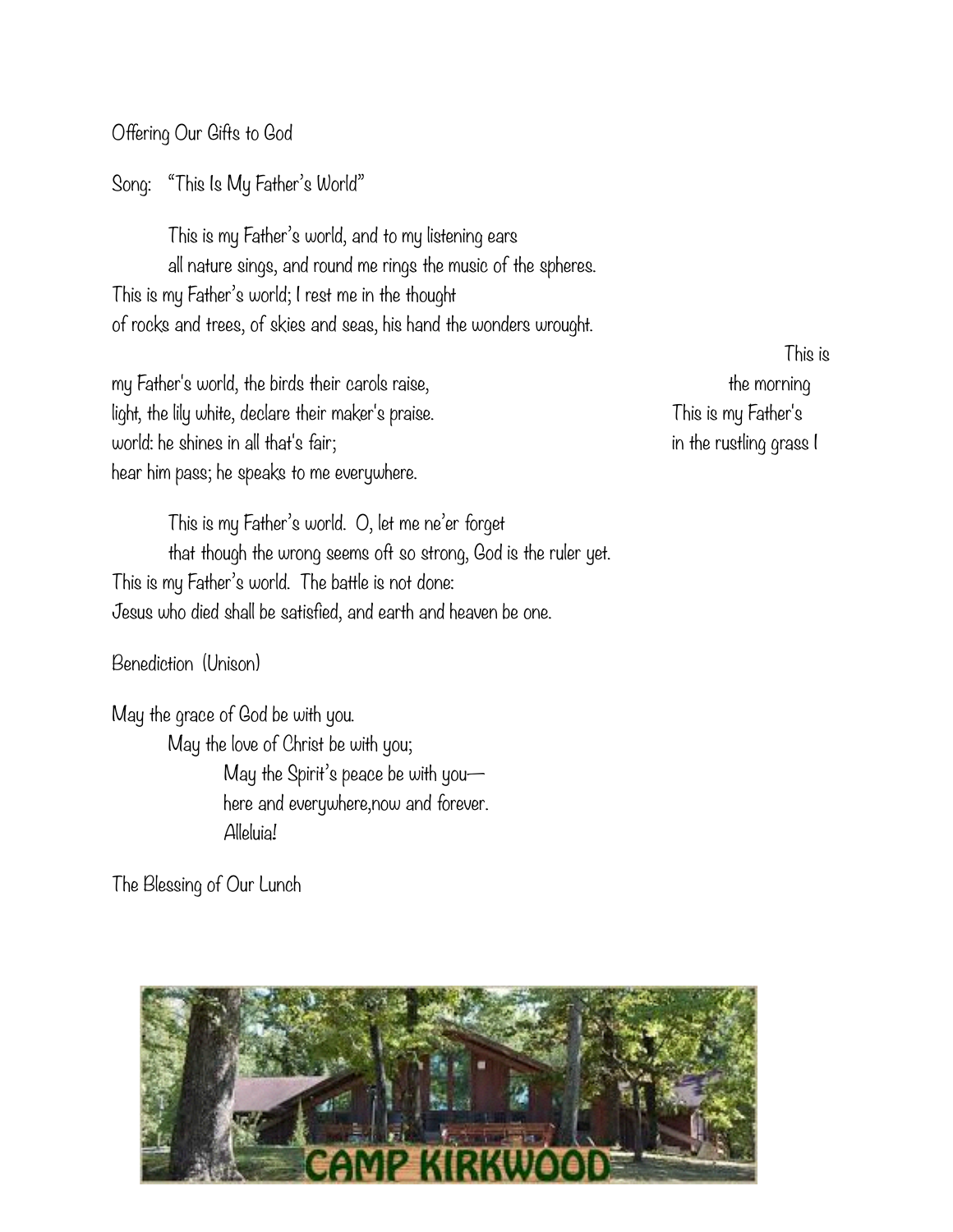Offering Our Gifts to God

Song: "This Is My Father's World"

> This is my Father's world, and to my listening ears
> all nature sings, and round me rings the music of the spheres.
> This is my Father's world; I rest me in the thought
> of rocks and trees, of skies and seas, his hand the wonders wrought.

> This is my Father's world, the birds their carols raise,
> the morning light, the lily white, declare their maker's praise.
> This is my Father's world: he shines in all that's fair;
> in the rustling grass I hear him pass; he speaks to me everywhere.

> This is my Father's world. O, let me ne'er forget
> that though the wrong seems oft so strong, God is the ruler yet.
> This is my Father's world. The battle is not done:
> Jesus who died shall be satisfied, and earth and heaven be one.

Benediction (Unison)

May the grace of God be with you.
May the love of Christ be with you;
May the Spirit's peace be with you—
here and everywhere,now and forever.
Alleluia!

The Blessing of Our Lunch

CAMP KIRKWOOD